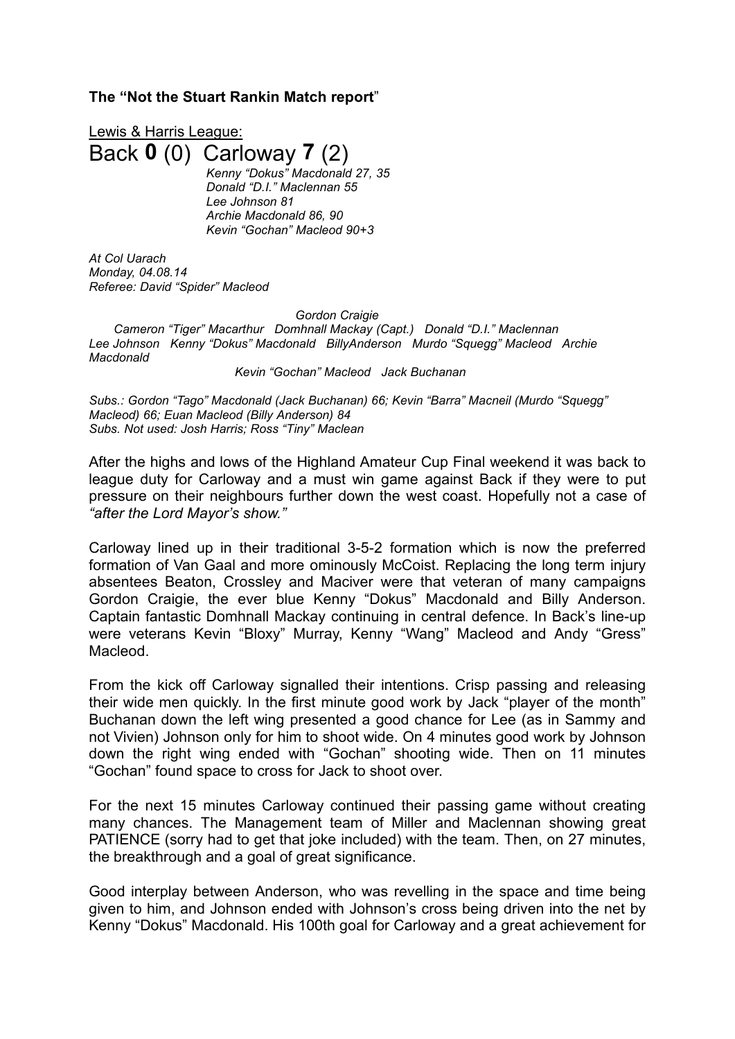**The “Not the Stuart Rankin Match report**”

Lewis & Harris League:

# Back **0** (0) Carloway **7** (2)

*Kenny “Dokus” Macdonald 27, 35*
*Donald “D.I.” Maclennan 55*
*Lee Johnson 81*
*Archie Macdonald 86, 90*
*Kevin “Gochan” Macleod 90+3*

*At Col Uarach*
*Monday, 04.08.14*
*Referee: David “Spider” Macleod*

*Gordon Craigie*
*Cameron “Tiger” Macarthur Domhnall Mackay (Capt.) Donald “D.I.” Maclennan*
*Lee Johnson Kenny “Dokus” Macdonald BillyAnderson Murdo “Squegg” Macleod Archie Macdonald*
*Kevin “Gochan” Macleod Jack Buchanan*

*Subs.: Gordon “Tago” Macdonald (Jack Buchanan) 66; Kevin “Barra” Macneil (Murdo “Squegg” Macleod) 66; Euan Macleod (Billy Anderson) 84*
*Subs. Not used: Josh Harris; Ross “Tiny” Maclean*

After the highs and lows of the Highland Amateur Cup Final weekend it was back to league duty for Carloway and a must win game against Back if they were to put pressure on their neighbours further down the west coast. Hopefully not a case of *“after the Lord Mayor’s show.”*

Carloway lined up in their traditional 3-5-2 formation which is now the preferred formation of Van Gaal and more ominously McCoist. Replacing the long term injury absentees Beaton, Crossley and Maciver were that veteran of many campaigns Gordon Craigie, the ever blue Kenny “Dokus” Macdonald and Billy Anderson. Captain fantastic Domhnall Mackay continuing in central defence. In Back’s line-up were veterans Kevin “Bloxy” Murray, Kenny “Wang” Macleod and Andy “Gress” Macleod.

From the kick off Carloway signalled their intentions. Crisp passing and releasing their wide men quickly. In the first minute good work by Jack “player of the month” Buchanan down the left wing presented a good chance for Lee (as in Sammy and not Vivien) Johnson only for him to shoot wide. On 4 minutes good work by Johnson down the right wing ended with “Gochan” shooting wide. Then on 11 minutes “Gochan” found space to cross for Jack to shoot over.

For the next 15 minutes Carloway continued their passing game without creating many chances. The Management team of Miller and Maclennan showing great PATIENCE (sorry had to get that joke included) with the team. Then, on 27 minutes, the breakthrough and a goal of great significance.

Good interplay between Anderson, who was revelling in the space and time being given to him, and Johnson ended with Johnson’s cross being driven into the net by Kenny “Dokus” Macdonald. His 100th goal for Carloway and a great achievement for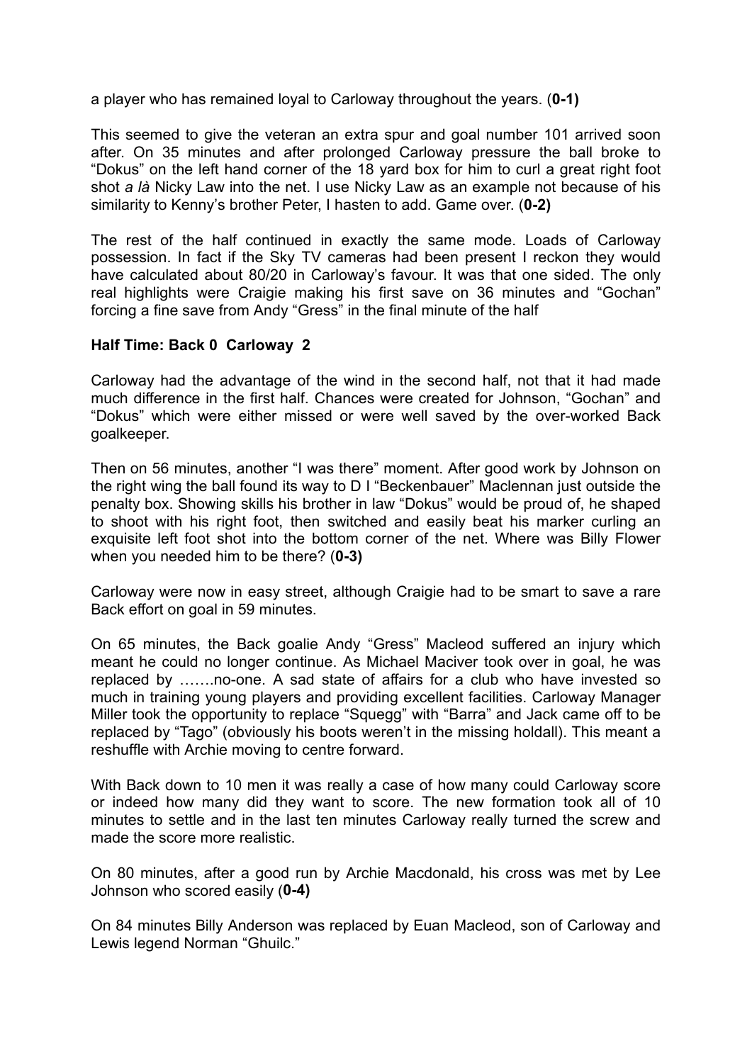a player who has remained loyal to Carloway throughout the years. (**0-1)**

This seemed to give the veteran an extra spur and goal number 101 arrived soon after. On 35 minutes and after prolonged Carloway pressure the ball broke to "Dokus" on the left hand corner of the 18 yard box for him to curl a great right foot shot *a là* Nicky Law into the net. I use Nicky Law as an example not because of his similarity to Kenny's brother Peter, I hasten to add. Game over. (**0-2)**

The rest of the half continued in exactly the same mode. Loads of Carloway possession. In fact if the Sky TV cameras had been present I reckon they would have calculated about 80/20 in Carloway's favour. It was that one sided. The only real highlights were Craigie making his first save on 36 minutes and "Gochan" forcing a fine save from Andy "Gress" in the final minute of the half

**Half Time: Back 0 Carloway 2**

Carloway had the advantage of the wind in the second half, not that it had made much difference in the first half. Chances were created for Johnson, "Gochan" and "Dokus" which were either missed or were well saved by the over-worked Back goalkeeper.

Then on 56 minutes, another "I was there" moment. After good work by Johnson on the right wing the ball found its way to D I "Beckenbauer" Maclennan just outside the penalty box. Showing skills his brother in law "Dokus" would be proud of, he shaped to shoot with his right foot, then switched and easily beat his marker curling an exquisite left foot shot into the bottom corner of the net. Where was Billy Flower when you needed him to be there? (**0-3)**

Carloway were now in easy street, although Craigie had to be smart to save a rare Back effort on goal in 59 minutes.

On 65 minutes, the Back goalie Andy "Gress" Macleod suffered an injury which meant he could no longer continue. As Michael Maciver took over in goal, he was replaced by …….no-one. A sad state of affairs for a club who have invested so much in training young players and providing excellent facilities. Carloway Manager Miller took the opportunity to replace "Squegg" with "Barra" and Jack came off to be replaced by "Tago" (obviously his boots weren't in the missing holdall). This meant a reshuffle with Archie moving to centre forward.

With Back down to 10 men it was really a case of how many could Carloway score or indeed how many did they want to score. The new formation took all of 10 minutes to settle and in the last ten minutes Carloway really turned the screw and made the score more realistic.

On 80 minutes, after a good run by Archie Macdonald, his cross was met by Lee Johnson who scored easily (**0-4)**

On 84 minutes Billy Anderson was replaced by Euan Macleod, son of Carloway and Lewis legend Norman "Ghuilc."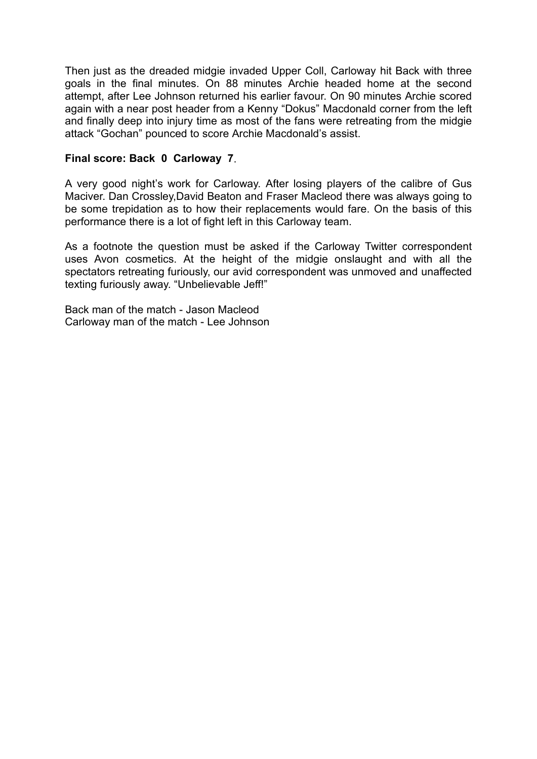Then just as the dreaded midgie invaded Upper Coll, Carloway hit Back with three goals in the final minutes. On 88 minutes Archie headed home at the second attempt, after Lee Johnson returned his earlier favour. On 90 minutes Archie scored again with a near post header from a Kenny "Dokus" Macdonald corner from the left and finally deep into injury time as most of the fans were retreating from the midgie attack "Gochan" pounced to score Archie Macdonald's assist.

**Final score: Back 0 Carloway 7**.

A very good night's work for Carloway. After losing players of the calibre of Gus Maciver. Dan Crossley,David Beaton and Fraser Macleod there was always going to be some trepidation as to how their replacements would fare. On the basis of this performance there is a lot of fight left in this Carloway team.

As a footnote the question must be asked if the Carloway Twitter correspondent uses Avon cosmetics. At the height of the midgie onslaught and with all the spectators retreating furiously, our avid correspondent was unmoved and unaffected texting furiously away. "Unbelievable Jeff!"

Back man of the match - Jason Macleod
Carloway man of the match - Lee Johnson